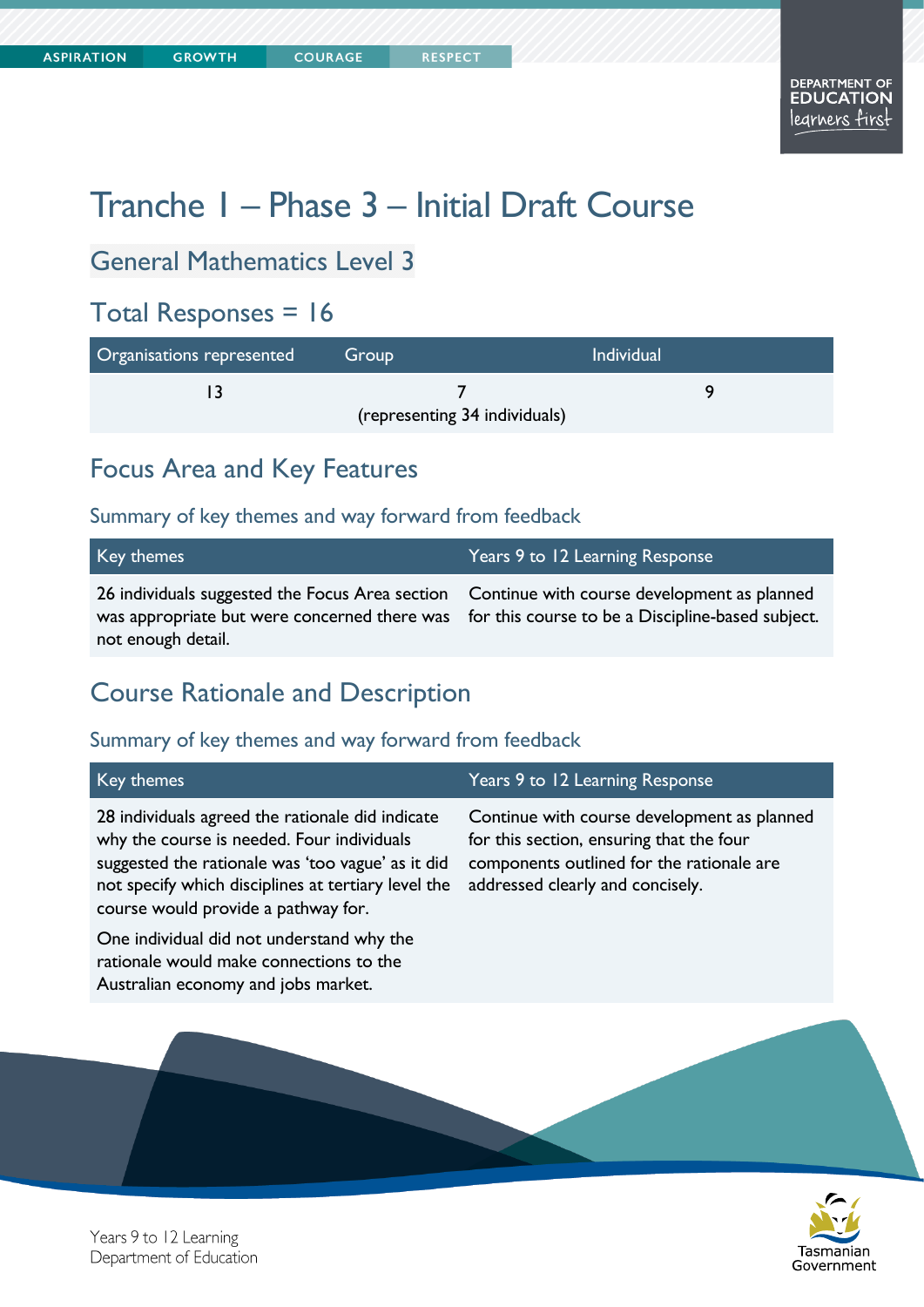# Tranche 1 – Phase 3 – Initial Draft Course

## General Mathematics Level 3

## Total Responses = 16

| Organisations represented | Group | Individual |
|---|---|---|
| 13 | 7 (representing 34 individuals) | 9 |

## Focus Area and Key Features

### Summary of key themes and way forward from feedback

| Key themes | Years 9 to 12 Learning Response |
|---|---|
| 26 individuals suggested the Focus Area section was appropriate but were concerned there was not enough detail. | Continue with course development as planned for this course to be a Discipline-based subject. |

## Course Rationale and Description

### Summary of key themes and way forward from feedback

| Key themes | Years 9 to 12 Learning Response |
|---|---|
| 28 individuals agreed the rationale did indicate why the course is needed. Four individuals suggested the rationale was 'too vague' as it did not specify which disciplines at tertiary level the course would provide a pathway for.<br><br>One individual did not understand why the rationale would make connections to the Australian economy and jobs market. | Continue with course development as planned for this section, ensuring that the four components outlined for the rationale are addressed clearly and concisely. |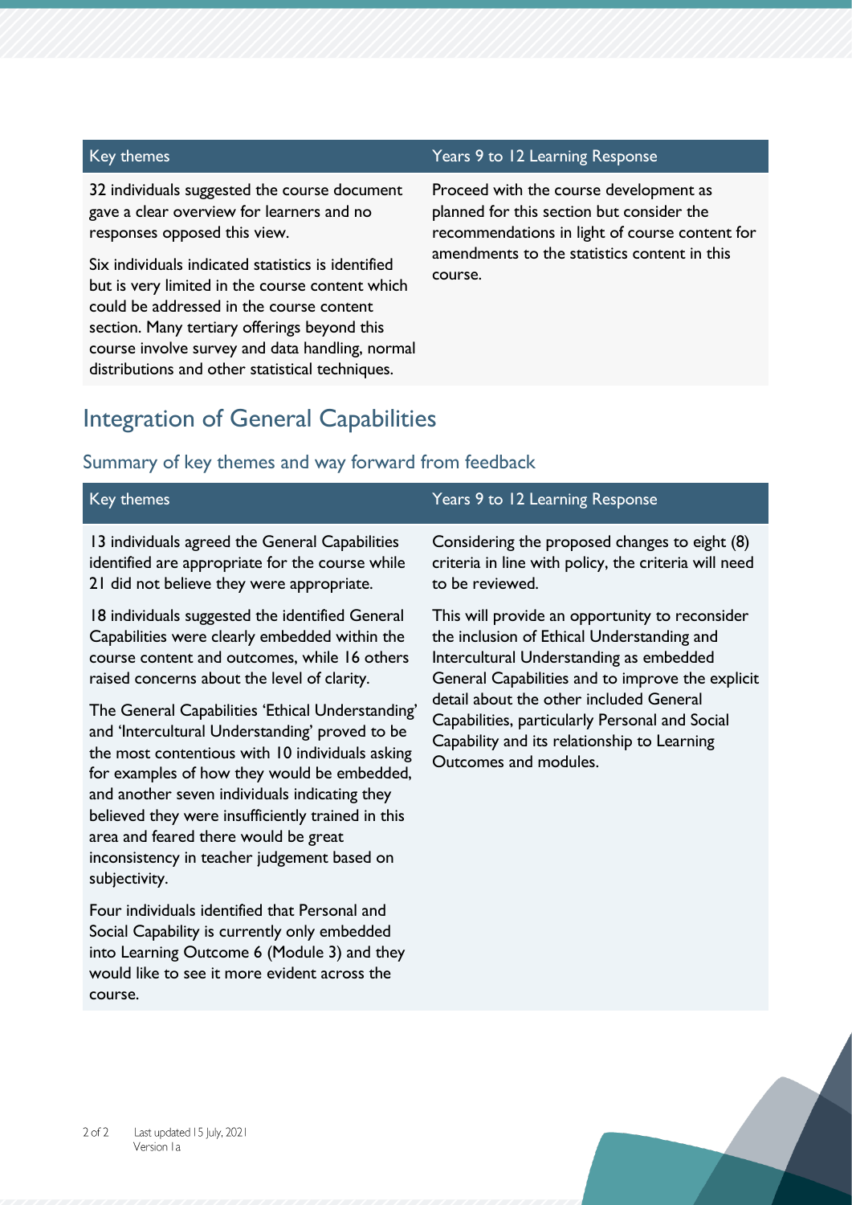| Key themes | Years 9 to 12 Learning Response |
|---|---|
| 32 individuals suggested the course document gave a clear overview for learners and no responses opposed this view.<br><br>Six individuals indicated statistics is identified but is very limited in the course content which could be addressed in the course content section. Many tertiary offerings beyond this course involve survey and data handling, normal distributions and other statistical techniques. | Proceed with the course development as planned for this section but consider the recommendations in light of course content for amendments to the statistics content in this course. |

## Integration of General Capabilities

### Summary of key themes and way forward from feedback

| Key themes | Years 9 to 12 Learning Response |
|---|---|
| 13 individuals agreed the General Capabilities identified are appropriate for the course while 21 did not believe they were appropriate.<br><br>18 individuals suggested the identified General Capabilities were clearly embedded within the course content and outcomes, while 16 others raised concerns about the level of clarity.<br><br>The General Capabilities 'Ethical Understanding' and 'Intercultural Understanding' proved to be the most contentious with 10 individuals asking for examples of how they would be embedded, and another seven individuals indicating they believed they were insufficiently trained in this area and feared there would be great inconsistency in teacher judgement based on subjectivity.<br><br>Four individuals identified that Personal and Social Capability is currently only embedded into Learning Outcome 6 (Module 3) and they would like to see it more evident across the course. | Considering the proposed changes to eight (8) criteria in line with policy, the criteria will need to be reviewed.<br><br>This will provide an opportunity to reconsider the inclusion of Ethical Understanding and Intercultural Understanding as embedded General Capabilities and to improve the explicit detail about the other included General Capabilities, particularly Personal and Social Capability and its relationship to Learning Outcomes and modules. |

Last updated 15 July, 2021
Version 1a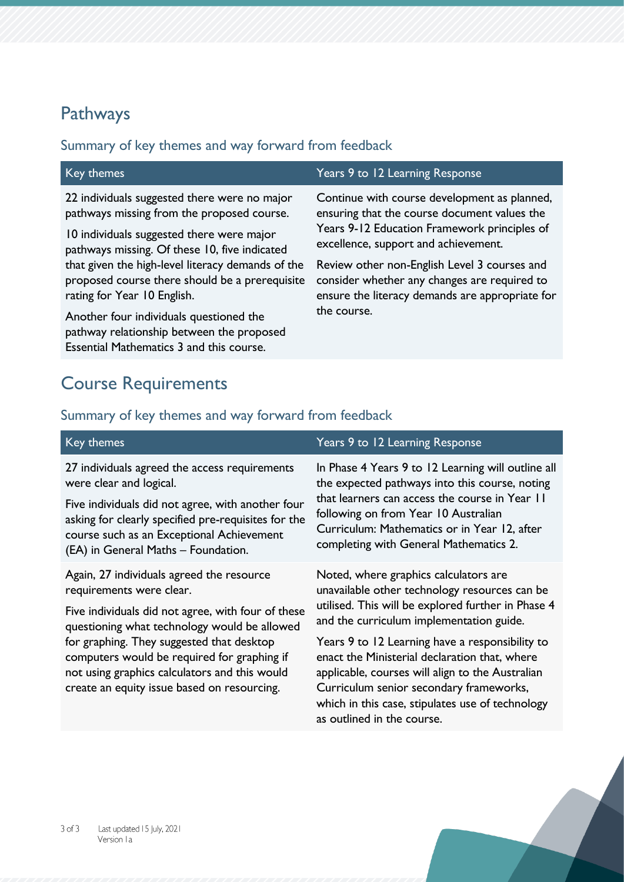## Pathways

### Summary of key themes and way forward from feedback

| Key themes | Years 9 to 12 Learning Response |
|---|---|
| 22 individuals suggested there were no major pathways missing from the proposed course.<br><br>10 individuals suggested there were major pathways missing. Of these 10, five indicated that given the high-level literacy demands of the proposed course there should be a prerequisite rating for Year 10 English.<br><br>Another four individuals questioned the pathway relationship between the proposed Essential Mathematics 3 and this course. | Continue with course development as planned, ensuring that the course document values the Years 9-12 Education Framework principles of excellence, support and achievement.<br><br>Review other non-English Level 3 courses and consider whether any changes are required to ensure the literacy demands are appropriate for the course. |

## Course Requirements

### Summary of key themes and way forward from feedback

| Key themes | Years 9 to 12 Learning Response |
|---|---|
| 27 individuals agreed the access requirements were clear and logical.<br><br>Five individuals did not agree, with another four asking for clearly specified pre-requisites for the course such as an Exceptional Achievement (EA) in General Maths – Foundation. | In Phase 4 Years 9 to 12 Learning will outline all the expected pathways into this course, noting that learners can access the course in Year 11 following on from Year 10 Australian Curriculum: Mathematics or in Year 12, after completing with General Mathematics 2. |
| Again, 27 individuals agreed the resource requirements were clear.<br><br>Five individuals did not agree, with four of these questioning what technology would be allowed for graphing. They suggested that desktop computers would be required for graphing if not using graphics calculators and this would create an equity issue based on resourcing. | Noted, where graphics calculators are unavailable other technology resources can be utilised. This will be explored further in Phase 4 and the curriculum implementation guide.<br><br>Years 9 to 12 Learning have a responsibility to enact the Ministerial declaration that, where applicable, courses will align to the Australian Curriculum senior secondary frameworks, which in this case, stipulates use of technology as outlined in the course. |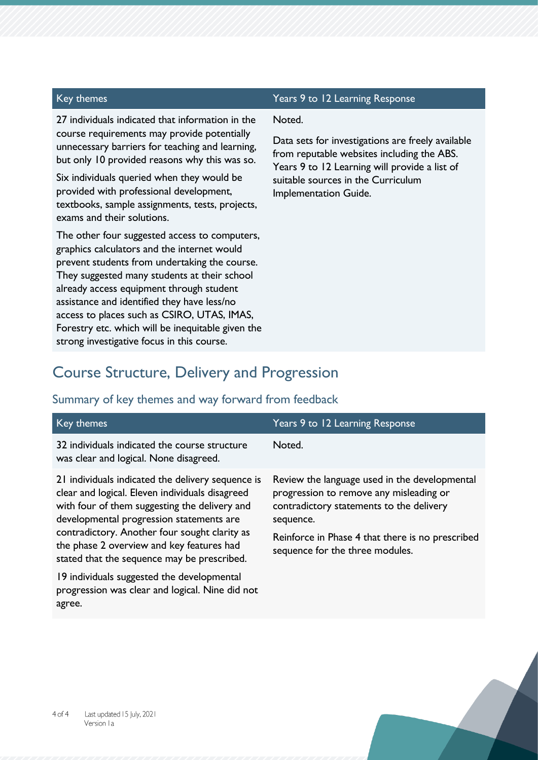| Key themes | Years 9 to 12 Learning Response |
| --- | --- |
| 27 individuals indicated that information in the course requirements may provide potentially unnecessary barriers for teaching and learning, but only 10 provided reasons why this was so.<br><br>Six individuals queried when they would be provided with professional development, textbooks, sample assignments, tests, projects, exams and their solutions.<br><br>The other four suggested access to computers, graphics calculators and the internet would prevent students from undertaking the course. They suggested many students at their school already access equipment through student assistance and identified they have less/no access to places such as CSIRO, UTAS, IMAS, Forestry etc. which will be inequitable given the strong investigative focus in this course. | Noted.<br><br>Data sets for investigations are freely available from reputable websites including the ABS. Years 9 to 12 Learning will provide a list of suitable sources in the Curriculum Implementation Guide. |

## Course Structure, Delivery and Progression

### Summary of key themes and way forward from feedback

| Key themes | Years 9 to 12 Learning Response |
| --- | --- |
| 32 individuals indicated the course structure was clear and logical. None disagreed. | Noted. |
| 21 individuals indicated the delivery sequence is clear and logical. Eleven individuals disagreed with four of them suggesting the delivery and developmental progression statements are contradictory. Another four sought clarity as the phase 2 overview and key features had stated that the sequence may be prescribed.<br><br>19 individuals suggested the developmental progression was clear and logical. Nine did not agree. | Review the language used in the developmental progression to remove any misleading or contradictory statements to the delivery sequence.<br><br>Reinforce in Phase 4 that there is no prescribed sequence for the three modules. |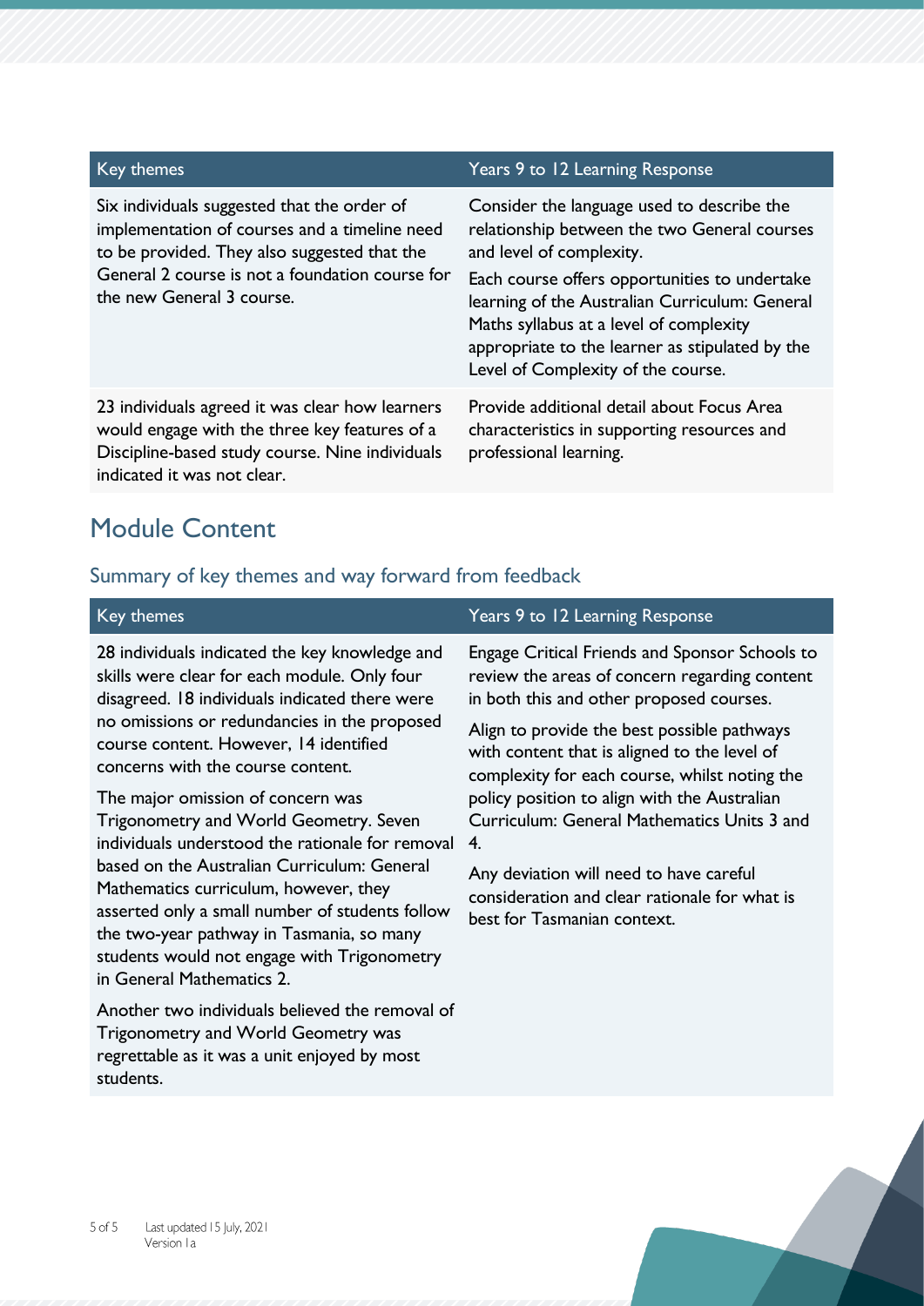| Key themes | Years 9 to 12 Learning Response |
|---|---|
| Six individuals suggested that the order of implementation of courses and a timeline need to be provided. They also suggested that the General 2 course is not a foundation course for the new General 3 course. | Consider the language used to describe the relationship between the two General courses and level of complexity.<br><br>Each course offers opportunities to undertake learning of the Australian Curriculum: General Maths syllabus at a level of complexity appropriate to the learner as stipulated by the Level of Complexity of the course. |
| 23 individuals agreed it was clear how learners would engage with the three key features of a Discipline-based study course. Nine individuals indicated it was not clear. | Provide additional detail about Focus Area characteristics in supporting resources and professional learning. |

## Module Content

### Summary of key themes and way forward from feedback

| Key themes | Years 9 to 12 Learning Response |
|---|---|
| 28 individuals indicated the key knowledge and skills were clear for each module. Only four disagreed. 18 individuals indicated there were no omissions or redundancies in the proposed course content. However, 14 identified concerns with the course content.<br><br>The major omission of concern was Trigonometry and World Geometry. Seven individuals understood the rationale for removal based on the Australian Curriculum: General Mathematics curriculum, however, they asserted only a small number of students follow the two-year pathway in Tasmania, so many students would not engage with Trigonometry in General Mathematics 2.<br><br>Another two individuals believed the removal of Trigonometry and World Geometry was regrettable as it was a unit enjoyed by most students. | Engage Critical Friends and Sponsor Schools to review the areas of concern regarding content in both this and other proposed courses.<br><br>Align to provide the best possible pathways with content that is aligned to the level of complexity for each course, whilst noting the policy position to align with the Australian Curriculum: General Mathematics Units 3 and 4.<br><br>Any deviation will need to have careful consideration and clear rationale for what is best for Tasmanian context. |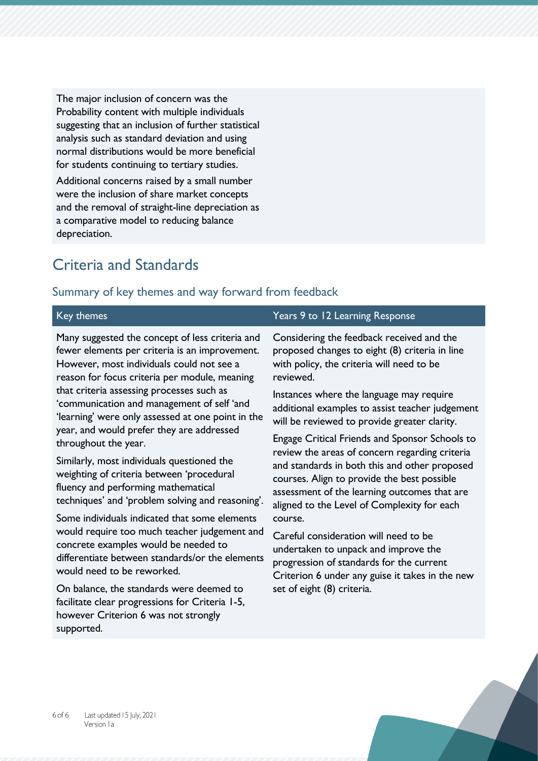| | |
|---|---|
| The major inclusion of concern was the Probability content with multiple individuals suggesting that an inclusion of further statistical analysis such as standard deviation and using normal distributions would be more beneficial for students continuing to tertiary studies.<br><br>Additional concerns raised by a small number were the inclusion of share market concepts and the removal of straight-line depreciation as a comparative model to reducing balance depreciation. | |

## Criteria and Standards

### Summary of key themes and way forward from feedback

| Key themes | Years 9 to 12 Learning Response |
|---|---|
| Many suggested the concept of less criteria and fewer elements per criteria is an improvement. However, most individuals could not see a reason for focus criteria per module, meaning that criteria assessing processes such as 'communication and management of self 'and 'learning' were only assessed at one point in the year, and would prefer they are addressed throughout the year.<br><br>Similarly, most individuals questioned the weighting of criteria between 'procedural fluency and performing mathematical techniques' and 'problem solving and reasoning'.<br><br>Some individuals indicated that some elements would require too much teacher judgement and concrete examples would be needed to differentiate between standards/or the elements would need to be reworked.<br><br>On balance, the standards were deemed to facilitate clear progressions for Criteria 1-5, however Criterion 6 was not strongly supported. | Considering the feedback received and the proposed changes to eight (8) criteria in line with policy, the criteria will need to be reviewed.<br><br>Instances where the language may require additional examples to assist teacher judgement will be reviewed to provide greater clarity.<br><br>Engage Critical Friends and Sponsor Schools to review the areas of concern regarding criteria and standards in both this and other proposed courses. Align to provide the best possible assessment of the learning outcomes that are aligned to the Level of Complexity for each course.<br><br>Careful consideration will need to be undertaken to unpack and improve the progression of standards for the current Criterion 6 under any guise it takes in the new set of eight (8) criteria. |

Last updated 15 July, 2021
Version 1a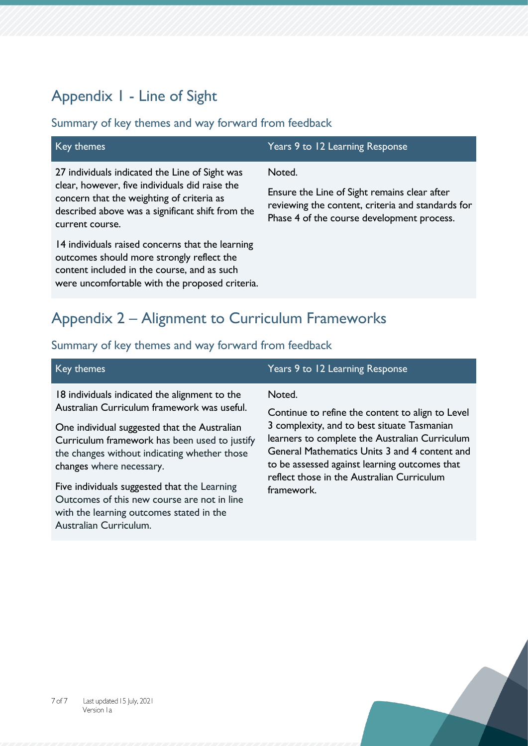## Appendix 1 - Line of Sight

### Summary of key themes and way forward from feedback

| Key themes | Years 9 to 12 Learning Response |
| --- | --- |
| 27 individuals indicated the Line of Sight was clear, however, five individuals did raise the concern that the weighting of criteria as described above was a significant shift from the current course.<br><br>14 individuals raised concerns that the learning outcomes should more strongly reflect the content included in the course, and as such were uncomfortable with the proposed criteria. | Noted.<br><br>Ensure the Line of Sight remains clear after reviewing the content, criteria and standards for Phase 4 of the course development process. |

## Appendix 2 – Alignment to Curriculum Frameworks

### Summary of key themes and way forward from feedback

| Key themes | Years 9 to 12 Learning Response |
| --- | --- |
| 18 individuals indicated the alignment to the Australian Curriculum framework was useful.<br><br>One individual suggested that the Australian Curriculum framework has been used to justify the changes without indicating whether those changes where necessary.<br><br>Five individuals suggested that the Learning Outcomes of this new course are not in line with the learning outcomes stated in the Australian Curriculum. | Noted.<br><br>Continue to refine the content to align to Level 3 complexity, and to best situate Tasmanian learners to complete the Australian Curriculum General Mathematics Units 3 and 4 content and to be assessed against learning outcomes that reflect those in the Australian Curriculum framework. |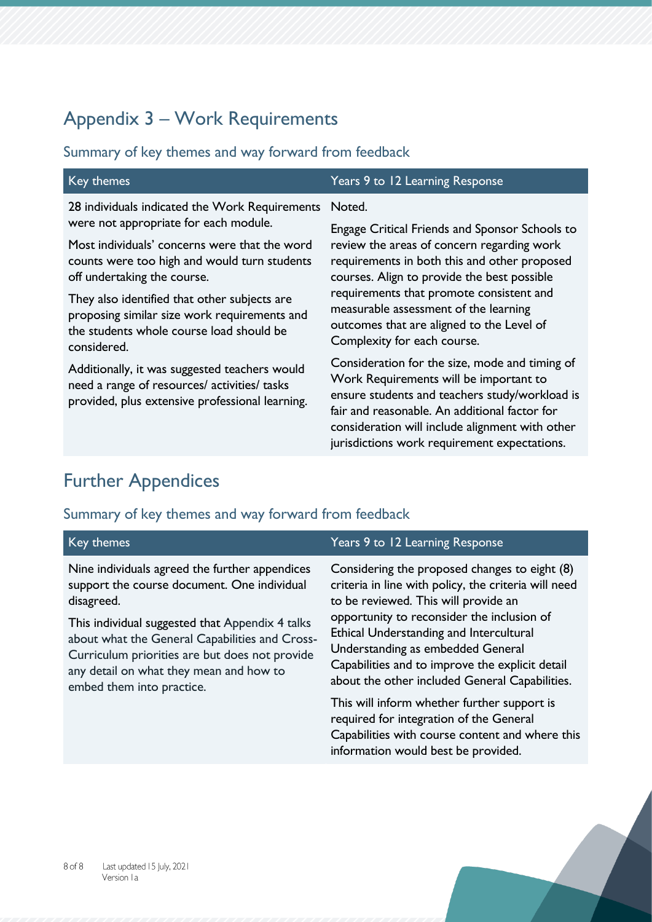## Appendix 3 – Work Requirements

### Summary of key themes and way forward from feedback

| Key themes | Years 9 to 12 Learning Response |
| --- | --- |
| 28 individuals indicated the Work Requirements were not appropriate for each module.<br><br>Most individuals' concerns were that the word counts were too high and would turn students off undertaking the course.<br><br>They also identified that other subjects are proposing similar size work requirements and the students whole course load should be considered.<br><br>Additionally, it was suggested teachers would need a range of resources/ activities/ tasks provided, plus extensive professional learning. | Noted.<br><br>Engage Critical Friends and Sponsor Schools to review the areas of concern regarding work requirements in both this and other proposed courses. Align to provide the best possible requirements that promote consistent and measurable assessment of the learning outcomes that are aligned to the Level of Complexity for each course.<br><br>Consideration for the size, mode and timing of Work Requirements will be important to ensure students and teachers study/workload is fair and reasonable. An additional factor for consideration will include alignment with other jurisdictions work requirement expectations. |

## Further Appendices

### Summary of key themes and way forward from feedback

| Key themes | Years 9 to 12 Learning Response |
| --- | --- |
| Nine individuals agreed the further appendices support the course document. One individual disagreed.<br><br>This individual suggested that Appendix 4 talks about what the General Capabilities and Cross-Curriculum priorities are but does not provide any detail on what they mean and how to embed them into practice. | Considering the proposed changes to eight (8) criteria in line with policy, the criteria will need to be reviewed. This will provide an opportunity to reconsider the inclusion of Ethical Understanding and Intercultural Understanding as embedded General Capabilities and to improve the explicit detail about the other included General Capabilities.<br><br>This will inform whether further support is required for integration of the General Capabilities with course content and where this information would best be provided. |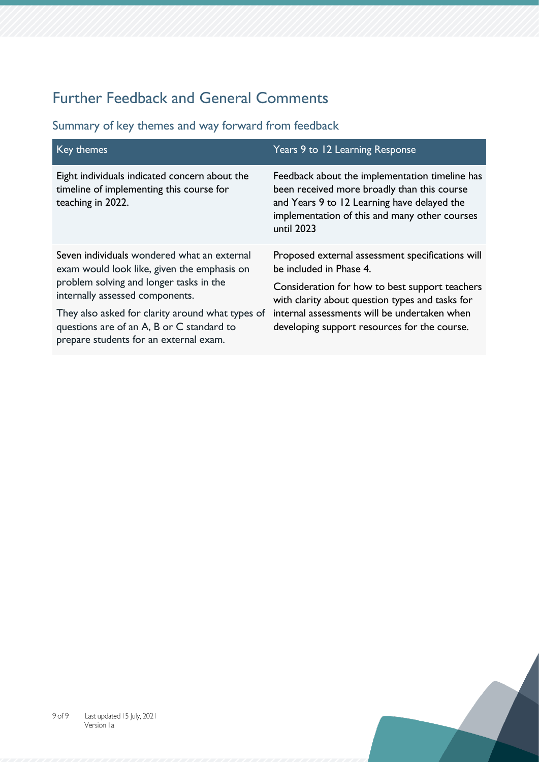## Further Feedback and General Comments

### Summary of key themes and way forward from feedback

| Key themes | Years 9 to 12 Learning Response |
|---|---|
| Eight individuals indicated concern about the timeline of implementing this course for teaching in 2022. | Feedback about the implementation timeline has been received more broadly than this course and Years 9 to 12 Learning have delayed the implementation of this and many other courses until 2023 |
| Seven individuals wondered what an external exam would look like, given the emphasis on problem solving and longer tasks in the internally assessed components.<br><br>They also asked for clarity around what types of questions are of an A, B or C standard to prepare students for an external exam. | Proposed external assessment specifications will be included in Phase 4.<br><br>Consideration for how to best support teachers with clarity about question types and tasks for internal assessments will be undertaken when developing support resources for the course. |

Last updated 15 July, 2021
Version 1a